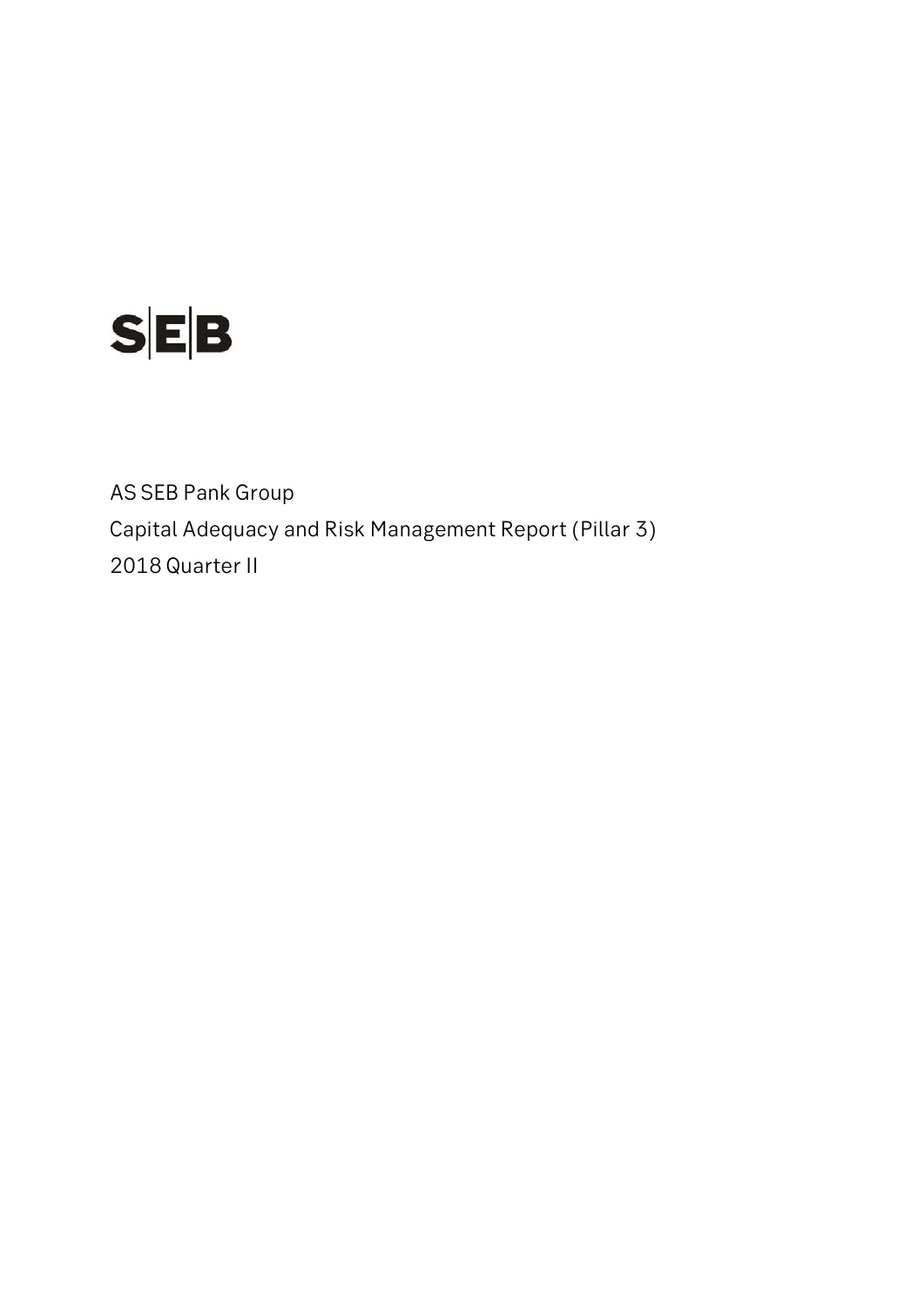SEB

AS SEB Pank Group

Capital Adequacy and Risk Management Report (Pillar 3)

2018 Quarter II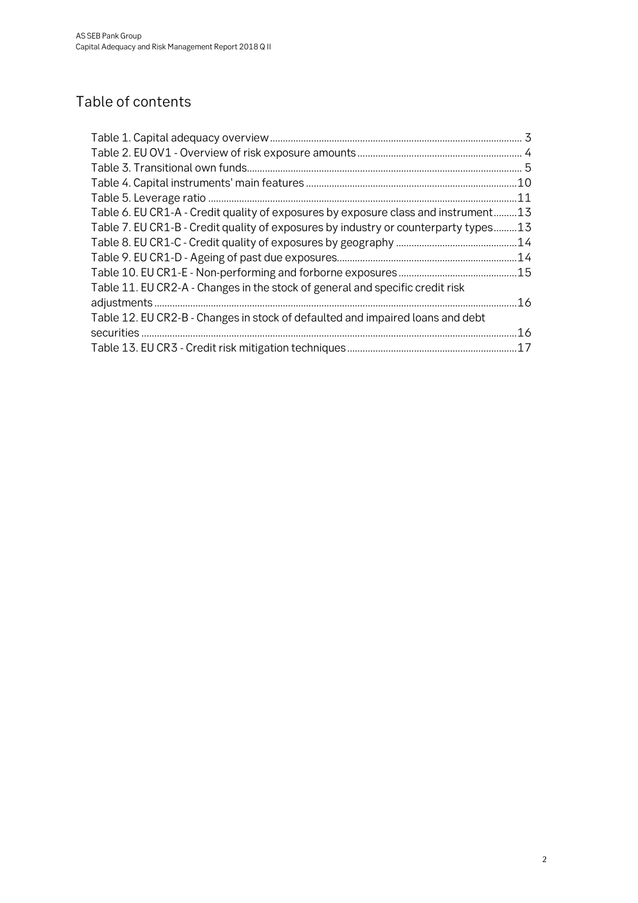## Table of contents

Table 1. Capital adequacy overview ........ 3
Table 2. EU OV1 - Overview of risk exposure amounts ........ 4
Table 3. Transitional own funds ........ 5
Table 4. Capital instruments' main features ........ 10
Table 5. Leverage ratio ........ 11
Table 6. EU CR1-A - Credit quality of exposures by exposure class and instrument ........ 13
Table 7. EU CR1-B - Credit quality of exposures by industry or counterparty types ........ 13
Table 8. EU CR1-C - Credit quality of exposures by geography ........ 14
Table 9. EU CR1-D - Ageing of past due exposures ........ 14
Table 10. EU CR1-E - Non-performing and forborne exposures ........ 15
Table 11. EU CR2-A - Changes in the stock of general and specific credit risk adjustments ........ 16
Table 12. EU CR2-B - Changes in stock of defaulted and impaired loans and debt securities ........ 16
Table 13. EU CR3 - Credit risk mitigation techniques ........ 17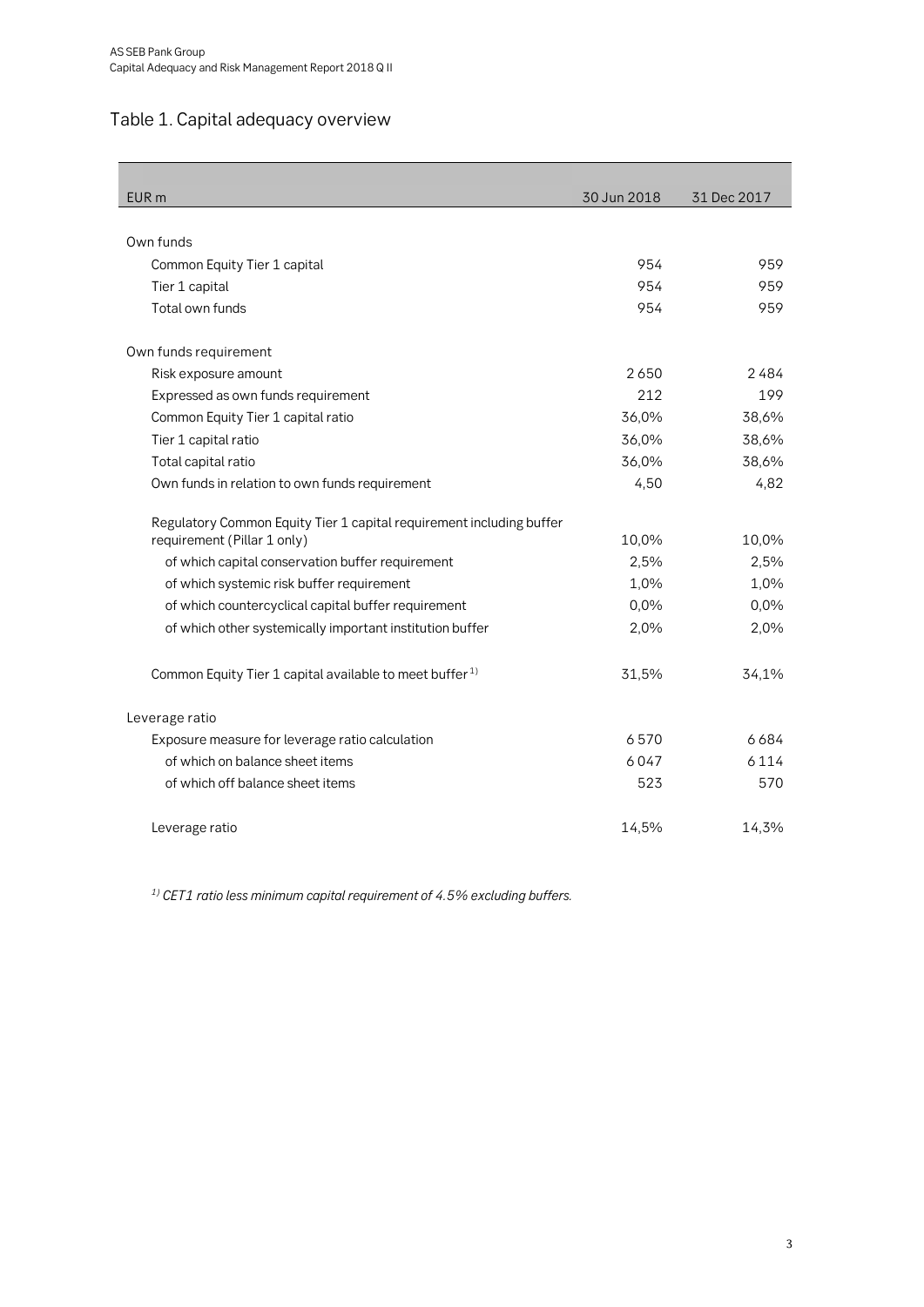## Table 1. Capital adequacy overview

| EUR m | 30 Jun 2018 | 31 Dec 2017 |
|---|---|---|
| Own funds | | |
| Common Equity Tier 1 capital | 954 | 959 |
| Tier 1 capital | 954 | 959 |
| Total own funds | 954 | 959 |
| Own funds requirement | | |
| Risk exposure amount | 2 650 | 2 484 |
| Expressed as own funds requirement | 212 | 199 |
| Common Equity Tier 1 capital ratio | 36,0% | 38,6% |
| Tier 1 capital ratio | 36,0% | 38,6% |
| Total capital ratio | 36,0% | 38,6% |
| Own funds in relation to own funds requirement | 4,50 | 4,82 |
| Regulatory Common Equity Tier 1 capital requirement including buffer requirement (Pillar 1 only) | 10,0% | 10,0% |
| of which capital conservation buffer requirement | 2,5% | 2,5% |
| of which systemic risk buffer requirement | 1,0% | 1,0% |
| of which countercyclical capital buffer requirement | 0,0% | 0,0% |
| of which other systemically important institution buffer | 2,0% | 2,0% |
| Common Equity Tier 1 capital available to meet buffer [1] | 31,5% | 34,1% |
| Leverage ratio | | |
| Exposure measure for leverage ratio calculation | 6 570 | 6 684 |
| of which on balance sheet items | 6 047 | 6 114 |
| of which off balance sheet items | 523 | 570 |
| Leverage ratio | 14,5% | 14,3% |

*[1] CET1 ratio less minimum capital requirement of 4.5% excluding buffers.*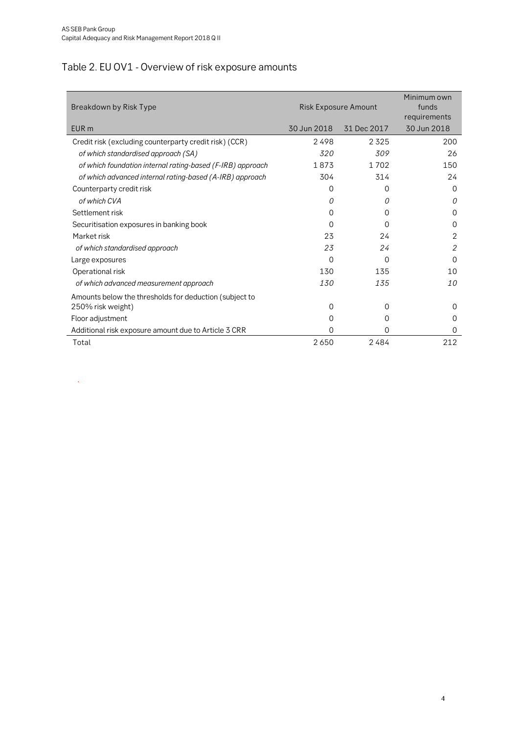## Table 2. EU OV1 - Overview of risk exposure amounts

| Breakdown by Risk Type | Risk Exposure Amount | | Minimum own funds requirements |
|---|---|---|---|
| EUR m | 30 Jun 2018 | 31 Dec 2017 | 30 Jun 2018 |
| Credit risk (excluding counterparty credit risk) (CCR) | 2 498 | 2 325 | 200 |
| *of which standardised approach (SA)* | *320* | *309* | 26 |
| *of which foundation internal rating-based (F-IRB) approach* | 1 873 | 1 702 | 150 |
| *of which advanced internal rating-based (A-IRB) approach* | 304 | 314 | 24 |
| Counterparty credit risk | 0 | 0 | 0 |
| *of which CVA* | *0* | *0* | *0* |
| Settlement risk | 0 | 0 | 0 |
| Securitisation exposures in banking book | 0 | 0 | 0 |
| Market risk | 23 | 24 | 2 |
| *of which standardised approach* | *23* | *24* | *2* |
| Large exposures | 0 | 0 | 0 |
| Operational risk | 130 | 135 | 10 |
| *of which advanced measurement approach* | *130* | *135* | *10* |
| Amounts below the thresholds for deduction (subject to 250% risk weight) | 0 | 0 | 0 |
| Floor adjustment | 0 | 0 | 0 |
| Additional risk exposure amount due to Article 3 CRR | 0 | 0 | 0 |
| Total | 2 650 | 2 484 | 212 |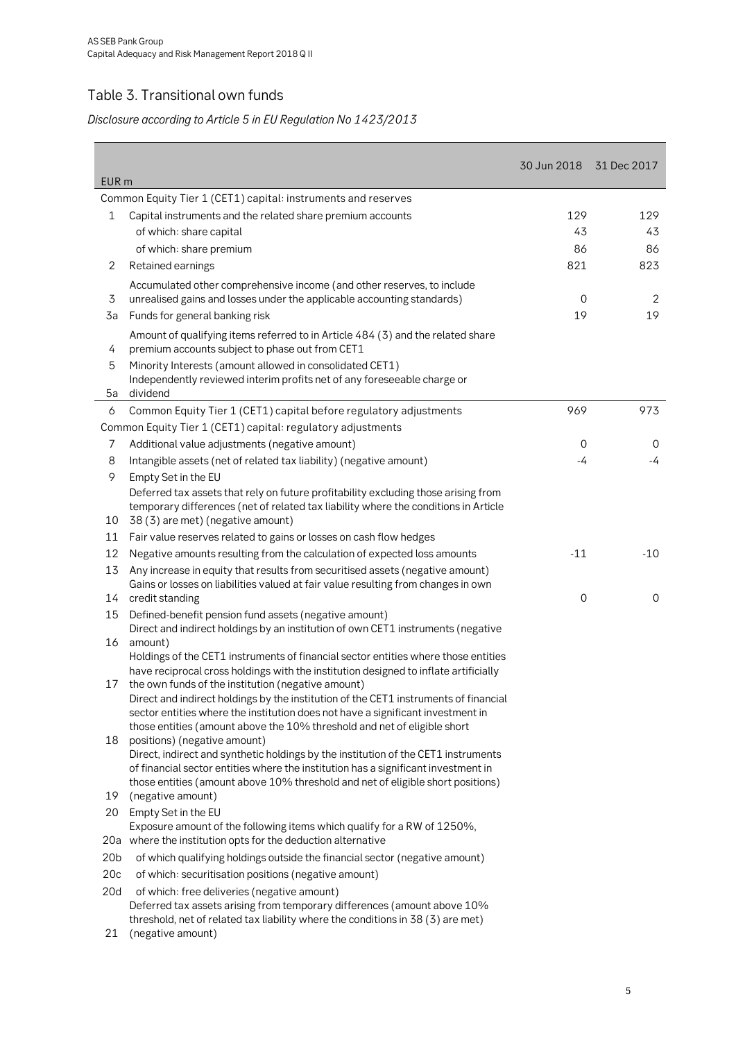## Table 3. Transitional own funds

*Disclosure according to Article 5 in EU Regulation No 1423/2013*

| EUR m | | 30 Jun 2018 | 31 Dec 2017 |
|---|---|---|---|
| | Common Equity Tier 1 (CET1) capital: instruments and reserves | | |
| 1 | Capital instruments and the related share premium accounts | 129 | 129 |
| | of which: share capital | 43 | 43 |
| | of which: share premium | 86 | 86 |
| 2 | Retained earnings | 821 | 823 |
| 3 | Accumulated other comprehensive income (and other reserves, to include unrealised gains and losses under the applicable accounting standards) | 0 | 2 |
| 3a | Funds for general banking risk | 19 | 19 |
| 4 | Amount of qualifying items referred to in Article 484 (3) and the related share premium accounts subject to phase out from CET1 | | |
| 5 | Minority Interests (amount allowed in consolidated CET1) | | |
| 5a | Independently reviewed interim profits net of any foreseeable charge or dividend | | |
| 6 | Common Equity Tier 1 (CET1) capital before regulatory adjustments | 969 | 973 |
| | Common Equity Tier 1 (CET1) capital: regulatory adjustments | | |
| 7 | Additional value adjustments (negative amount) | 0 | 0 |
| 8 | Intangible assets (net of related tax liability) (negative amount) | -4 | -4 |
| 9 | Empty Set in the EU | | |
| 10 | Deferred tax assets that rely on future profitability excluding those arising from temporary differences (net of related tax liability where the conditions in Article 38 (3) are met) (negative amount) | | |
| 11 | Fair value reserves related to gains or losses on cash flow hedges | | |
| 12 | Negative amounts resulting from the calculation of expected loss amounts | -11 | -10 |
| 13 | Any increase in equity that results from securitised assets (negative amount) | | |
| 14 | Gains or losses on liabilities valued at fair value resulting from changes in own credit standing | 0 | 0 |
| 15 | Defined-benefit pension fund assets (negative amount) | | |
| 16 | Direct and indirect holdings by an institution of own CET1 instruments (negative amount) | | |
| 17 | Holdings of the CET1 instruments of financial sector entities where those entities have reciprocal cross holdings with the institution designed to inflate artificially the own funds of the institution (negative amount) | | |
| 18 | Direct and indirect holdings by the institution of the CET1 instruments of financial sector entities where the institution does not have a significant investment in those entities (amount above the 10% threshold and net of eligible short positions) (negative amount) | | |
| 19 | Direct, indirect and synthetic holdings by the institution of the CET1 instruments of financial sector entities where the institution has a significant investment in those entities (amount above 10% threshold and net of eligible short positions) (negative amount) | | |
| 20 | Empty Set in the EU | | |
| 20a | Exposure amount of the following items which qualify for a RW of 1250%, where the institution opts for the deduction alternative | | |
| 20b | of which qualifying holdings outside the financial sector (negative amount) | | |
| 20c | of which: securitisation positions (negative amount) | | |
| 20d | of which: free deliveries (negative amount) | | |
| 21 | Deferred tax assets arising from temporary differences (amount above 10% threshold, net of related tax liability where the conditions in 38 (3) are met) (negative amount) | | |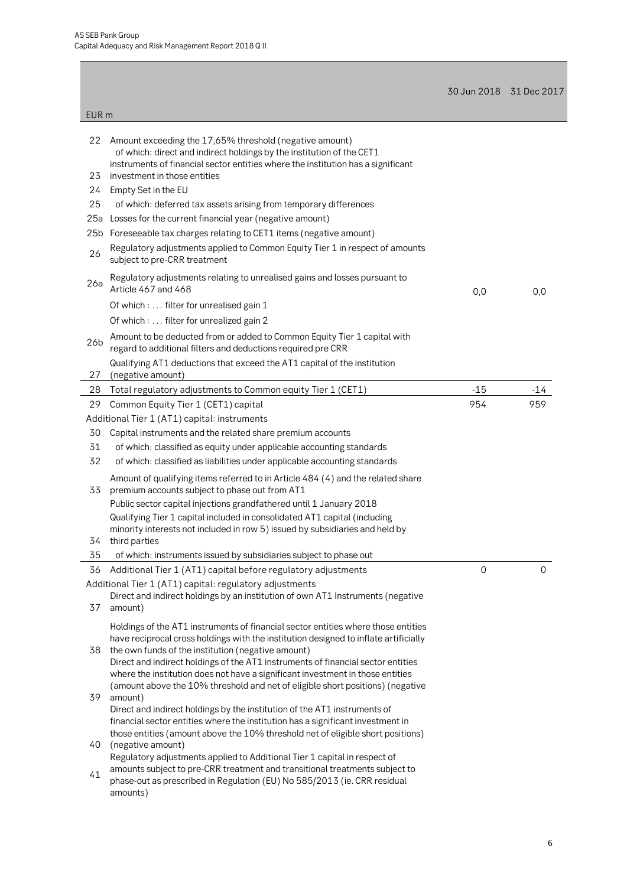| | EUR m | 30 Jun 2018 | 31 Dec 2017 |
|---|---|---|---|
| 22 | Amount exceeding the 17,65% threshold (negative amount) | | |
| 23 | of which: direct and indirect holdings by the institution of the CET1 instruments of financial sector entities where the institution has a significant investment in those entities | | |
| 24 | Empty Set in the EU | | |
| 25 | of which: deferred tax assets arising from temporary differences | | |
| 25a | Losses for the current financial year (negative amount) | | |
| 25b | Foreseeable tax charges relating to CET1 items (negative amount) | | |
| 26 | Regulatory adjustments applied to Common Equity Tier 1 in respect of amounts subject to pre-CRR treatment | | |
| 26a | Regulatory adjustments relating to unrealised gains and losses pursuant to Article 467 and 468 | 0,0 | 0,0 |
| | Of which : … filter for unrealised gain 1 | | |
| | Of which : … filter for unrealized gain 2 | | |
| 26b | Amount to be deducted from or added to Common Equity Tier 1 capital with regard to additional filters and deductions required pre CRR | | |
| 27 | Qualifying AT1 deductions that exceed the AT1 capital of the institution (negative amount) | | |
| 28 | Total regulatory adjustments to Common equity Tier 1 (CET1) | -15 | -14 |
| 29 | Common Equity Tier 1 (CET1) capital | 954 | 959 |
| | Additional Tier 1 (AT1) capital: instruments | | |
| 30 | Capital instruments and the related share premium accounts | | |
| 31 | of which: classified as equity under applicable accounting standards | | |
| 32 | of which: classified as liabilities under applicable accounting standards | | |
| 33 | Amount of qualifying items referred to in Article 484 (4) and the related share premium accounts subject to phase out from AT1 | | |
| | Public sector capital injections grandfathered until 1 January 2018 | | |
| 34 | Qualifying Tier 1 capital included in consolidated AT1 capital (including minority interests not included in row 5) issued by subsidiaries and held by third parties | | |
| 35 | of which: instruments issued by subsidiaries subject to phase out | | |
| 36 | Additional Tier 1 (AT1) capital before regulatory adjustments | 0 | 0 |
| | Additional Tier 1 (AT1) capital: regulatory adjustments | | |
| 37 | Direct and indirect holdings by an institution of own AT1 Instruments (negative amount) | | |
| 38 | Holdings of the AT1 instruments of financial sector entities where those entities have reciprocal cross holdings with the institution designed to inflate artificially the own funds of the institution (negative amount) | | |
| 39 | Direct and indirect holdings of the AT1 instruments of financial sector entities where the institution does not have a significant investment in those entities (amount above the 10% threshold and net of eligible short positions) (negative amount) | | |
| 40 | Direct and indirect holdings by the institution of the AT1 instruments of financial sector entities where the institution has a significant investment in those entities (amount above the 10% threshold net of eligible short positions) (negative amount) | | |
| 41 | Regulatory adjustments applied to Additional Tier 1 capital in respect of amounts subject to pre-CRR treatment and transitional treatments subject to phase-out as prescribed in Regulation (EU) No 585/2013 (ie. CRR residual amounts) | | |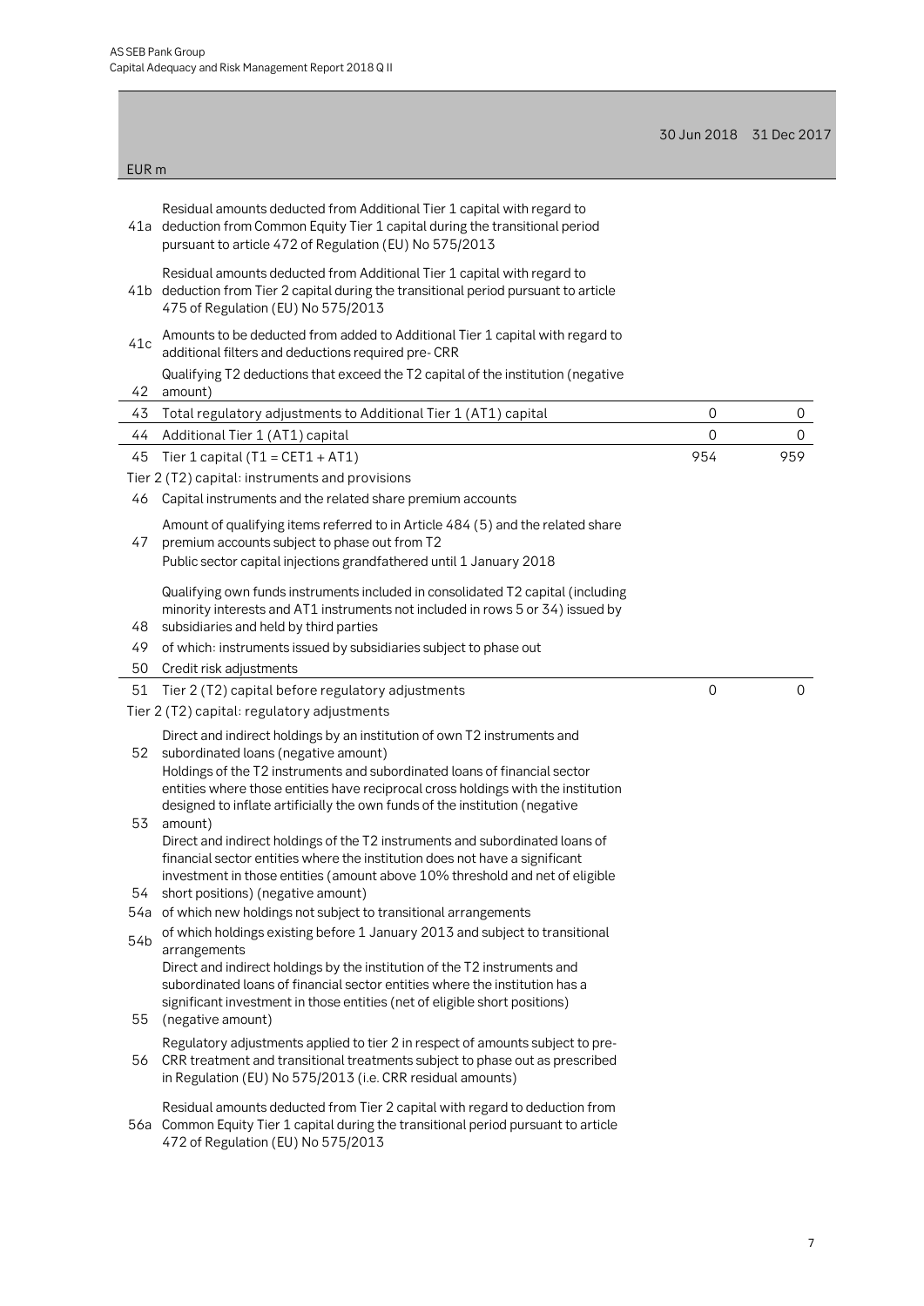| | EUR m | 30 Jun 2018 | 31 Dec 2017 |
|---|---|---|---|
| 41a | Residual amounts deducted from Additional Tier 1 capital with regard to deduction from Common Equity Tier 1 capital during the transitional period pursuant to article 472 of Regulation (EU) No 575/2013 | | |
| 41b | Residual amounts deducted from Additional Tier 1 capital with regard to deduction from Tier 2 capital during the transitional period pursuant to article 475 of Regulation (EU) No 575/2013 | | |
| 41c | Amounts to be deducted from added to Additional Tier 1 capital with regard to additional filters and deductions required pre- CRR | | |
| 42 | Qualifying T2 deductions that exceed the T2 capital of the institution (negative amount) | | |
| 43 | Total regulatory adjustments to Additional Tier 1 (AT1) capital | 0 | 0 |
| 44 | Additional Tier 1 (AT1) capital | 0 | 0 |
| 45 | Tier 1 capital (T1 = CET1 + AT1) | 954 | 959 |
| | Tier 2 (T2) capital: instruments and provisions | | |
| 46 | Capital instruments and the related share premium accounts | | |
| 47 | Amount of qualifying items referred to in Article 484 (5) and the related share premium accounts subject to phase out from T2<br>Public sector capital injections grandfathered until 1 January 2018 | | |
| 48 | Qualifying own funds instruments included in consolidated T2 capital (including minority interests and AT1 instruments not included in rows 5 or 34) issued by subsidiaries and held by third parties | | |
| 49 | of which: instruments issued by subsidiaries subject to phase out | | |
| 50 | Credit risk adjustments | | |
| 51 | Tier 2 (T2) capital before regulatory adjustments | 0 | 0 |
| | Tier 2 (T2) capital: regulatory adjustments | | |
| 52 | Direct and indirect holdings by an institution of own T2 instruments and subordinated loans (negative amount) | | |
| 53 | Holdings of the T2 instruments and subordinated loans of financial sector entities where those entities have reciprocal cross holdings with the institution designed to inflate artificially the own funds of the institution (negative amount) | | |
| 54 | Direct and indirect holdings of the T2 instruments and subordinated loans of financial sector entities where the institution does not have a significant investment in those entities (amount above 10% threshold and net of eligible short positions) (negative amount) | | |
| 54a | of which new holdings not subject to transitional arrangements | | |
| 54b | of which holdings existing before 1 January 2013 and subject to transitional arrangements | | |
| 55 | Direct and indirect holdings by the institution of the T2 instruments and subordinated loans of financial sector entities where the institution has a significant investment in those entities (net of eligible short positions) (negative amount) | | |
| 56 | Regulatory adjustments applied to tier 2 in respect of amounts subject to pre-CRR treatment and transitional treatments subject to phase out as prescribed in Regulation (EU) No 575/2013 (i.e. CRR residual amounts) | | |
| 56a | Residual amounts deducted from Tier 2 capital with regard to deduction from Common Equity Tier 1 capital during the transitional period pursuant to article 472 of Regulation (EU) No 575/2013 | | |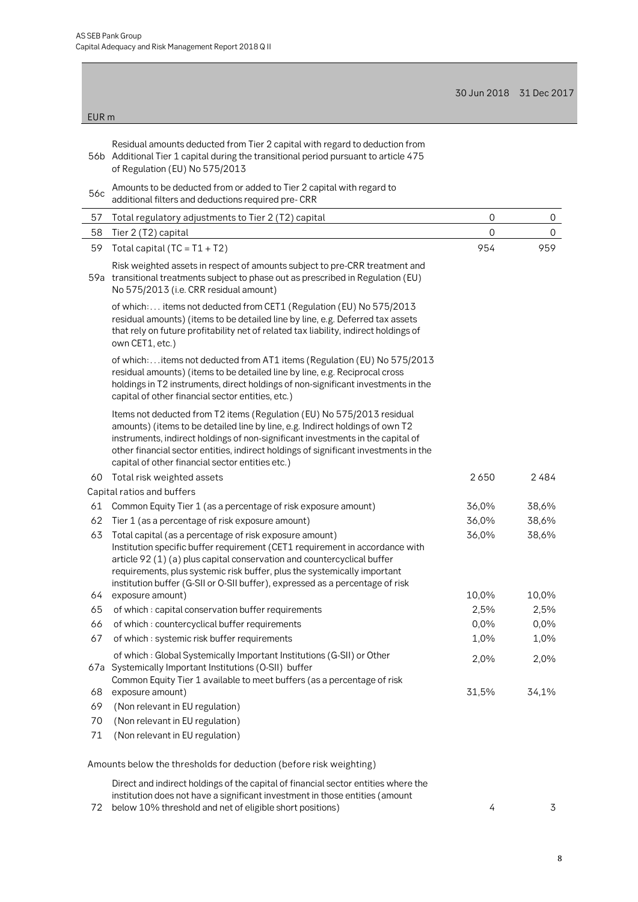| | EUR m | 30 Jun 2018 | 31 Dec 2017 |
|---|---|---|---|
| 56b | Residual amounts deducted from Tier 2 capital with regard to deduction from Additional Tier 1 capital during the transitional period pursuant to article 475 of Regulation (EU) No 575/2013 | | |
| 56c | Amounts to be deducted from or added to Tier 2 capital with regard to additional filters and deductions required pre- CRR | | |
| 57 | Total regulatory adjustments to Tier 2 (T2) capital | 0 | 0 |
| 58 | Tier 2 (T2) capital | 0 | 0 |
| 59 | Total capital (TC = T1 + T2) | 954 | 959 |
| 59a | Risk weighted assets in respect of amounts subject to pre-CRR treatment and transitional treatments subject to phase out as prescribed in Regulation (EU) No 575/2013 (i.e. CRR residual amount) | | |
| | of which:... items not deducted from CET1 (Regulation (EU) No 575/2013 residual amounts) (items to be detailed line by line, e.g. Deferred tax assets that rely on future profitability net of related tax liability, indirect holdings of own CET1, etc.) | | |
| | of which:...items not deducted from AT1 items (Regulation (EU) No 575/2013 residual amounts) (items to be detailed line by line, e.g. Reciprocal cross holdings in T2 instruments, direct holdings of non-significant investments in the capital of other financial sector entities, etc.) | | |
| | Items not deducted from T2 items (Regulation (EU) No 575/2013 residual amounts) (items to be detailed line by line, e.g. Indirect holdings of own T2 instruments, indirect holdings of non-significant investments in the capital of other financial sector entities, indirect holdings of significant investments in the capital of other financial sector entities etc.) | | |
| 60 | Total risk weighted assets | 2 650 | 2 484 |
| | Capital ratios and buffers | | |
| 61 | Common Equity Tier 1 (as a percentage of risk exposure amount) | 36,0% | 38,6% |
| 62 | Tier 1 (as a percentage of risk exposure amount) | 36,0% | 38,6% |
| 63 | Total capital (as a percentage of risk exposure amount) | 36,0% | 38,6% |
| 64 | Institution specific buffer requirement (CET1 requirement in accordance with article 92 (1) (a) plus capital conservation and countercyclical buffer requirements, plus systemic risk buffer, plus the systemically important institution buffer (G-SII or O-SII buffer), expressed as a percentage of risk exposure amount) | 10,0% | 10,0% |
| 65 | of which : capital conservation buffer requirements | 2,5% | 2,5% |
| 66 | of which : countercyclical buffer requirements | 0,0% | 0,0% |
| 67 | of which : systemic risk buffer requirements | 1,0% | 1,0% |
| 67a | of which : Global Systemically Important Institutions (G-SII) or Other Systemically Important Institutions (O-SII) buffer | 2,0% | 2,0% |
| 68 | Common Equity Tier 1 available to meet buffers (as a percentage of risk exposure amount) | 31,5% | 34,1% |
| 69 | (Non relevant in EU regulation) | | |
| 70 | (Non relevant in EU regulation) | | |
| 71 | (Non relevant in EU regulation) | | |
| | Amounts below the thresholds for deduction (before risk weighting) | | |
| 72 | Direct and indirect holdings of the capital of financial sector entities where the institution does not have a significant investment in those entities (amount below 10% threshold and net of eligible short positions) | 4 | 3 |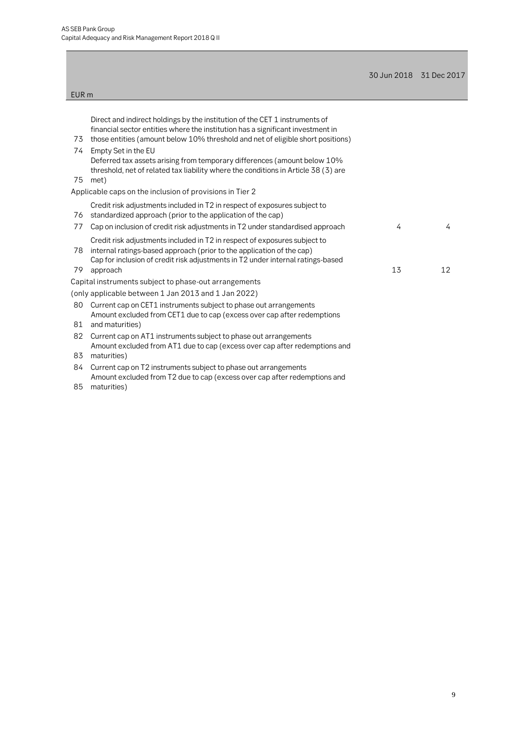| | EUR m | 30 Jun 2018 | 31 Dec 2017 |
|---|---|---|---|
| 73 | Direct and indirect holdings by the institution of the CET 1 instruments of financial sector entities where the institution has a significant investment in those entities (amount below 10% threshold and net of eligible short positions) | | |
| 74 | Empty Set in the EU | | |
| 75 | Deferred tax assets arising from temporary differences (amount below 10% threshold, net of related tax liability where the conditions in Article 38 (3) are met) | | |
| | Applicable caps on the inclusion of provisions in Tier 2 | | |
| 76 | Credit risk adjustments included in T2 in respect of exposures subject to standardized approach (prior to the application of the cap) | | |
| 77 | Cap on inclusion of credit risk adjustments in T2 under standardised approach | 4 | 4 |
| 78 | Credit risk adjustments included in T2 in respect of exposures subject to internal ratings-based approach (prior to the application of the cap) | | |
| 79 | Cap for inclusion of credit risk adjustments in T2 under internal ratings-based approach | 13 | 12 |
| | Capital instruments subject to phase-out arrangements | | |
| | (only applicable between 1 Jan 2013 and 1 Jan 2022) | | |
| 80 | Current cap on CET1 instruments subject to phase out arrangements | | |
| 81 | Amount excluded from CET1 due to cap (excess over cap after redemptions and maturities) | | |
| 82 | Current cap on AT1 instruments subject to phase out arrangements | | |
| 83 | Amount excluded from AT1 due to cap (excess over cap after redemptions and maturities) | | |
| 84 | Current cap on T2 instruments subject to phase out arrangements | | |
| 85 | Amount excluded from T2 due to cap (excess over cap after redemptions and maturities) | | |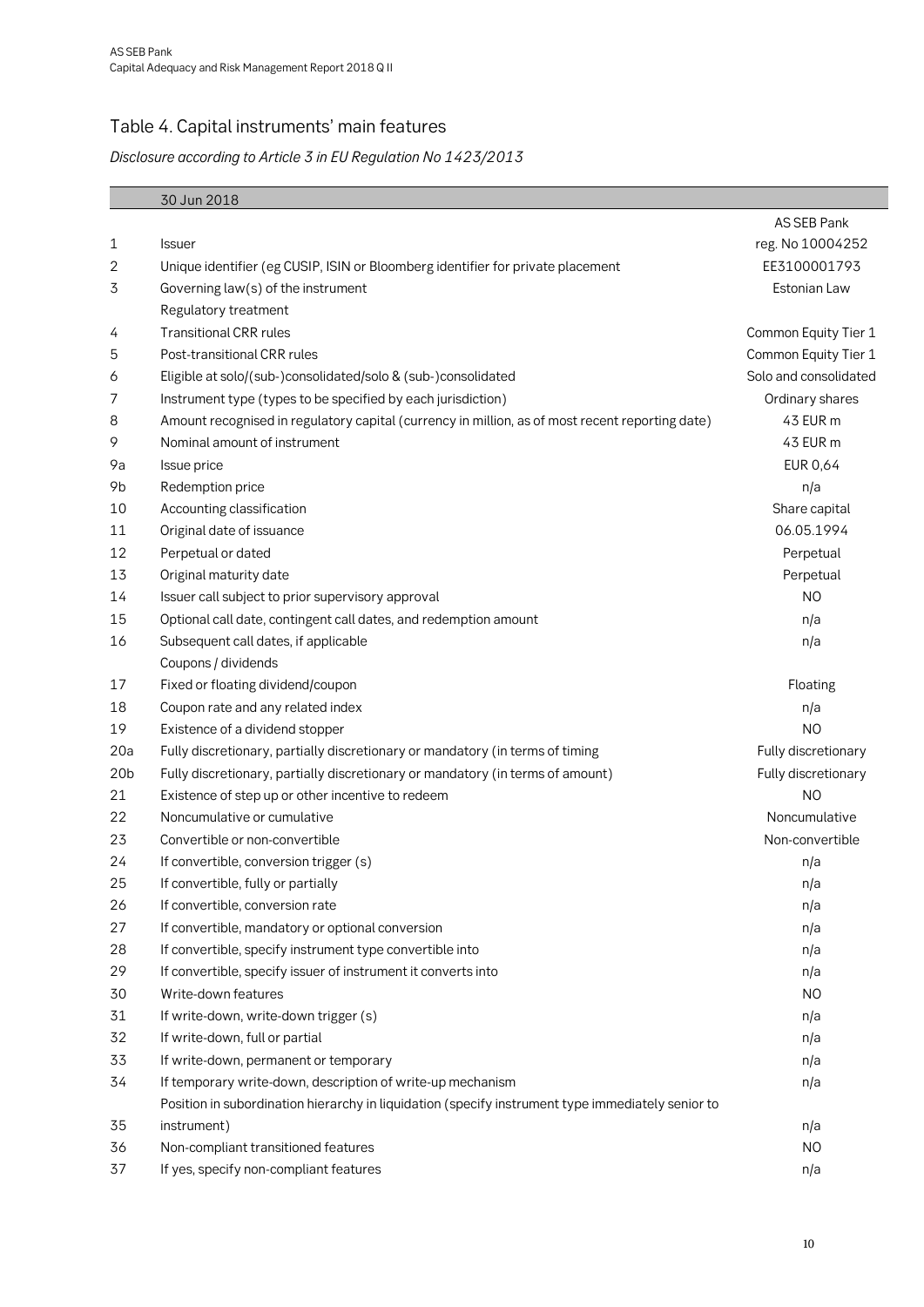# Table 4. Capital instruments' main features

*Disclosure according to Article 3 in EU Regulation No 1423/2013*

| | 30 Jun 2018 | |
|---|---|---|
| | | AS SEB Pank |
| 1 | Issuer | reg. No 10004252 |
| 2 | Unique identifier (eg CUSIP, ISIN or Bloomberg identifier for private placement | EE3100001793 |
| 3 | Governing law(s) of the instrument | Estonian Law |
| | Regulatory treatment | |
| 4 | Transitional CRR rules | Common Equity Tier 1 |
| 5 | Post-transitional CRR rules | Common Equity Tier 1 |
| 6 | Eligible at solo/(sub-)consolidated/solo & (sub-)consolidated | Solo and consolidated |
| 7 | Instrument type (types to be specified by each jurisdiction) | Ordinary shares |
| 8 | Amount recognised in regulatory capital (currency in million, as of most recent reporting date) | 43 EUR m |
| 9 | Nominal amount of instrument | 43 EUR m |
| 9a | Issue price | EUR 0,64 |
| 9b | Redemption price | n/a |
| 10 | Accounting classification | Share capital |
| 11 | Original date of issuance | 06.05.1994 |
| 12 | Perpetual or dated | Perpetual |
| 13 | Original maturity date | Perpetual |
| 14 | Issuer call subject to prior supervisory approval | NO |
| 15 | Optional call date, contingent call dates, and redemption amount | n/a |
| 16 | Subsequent call dates, if applicable | n/a |
| | Coupons / dividends | |
| 17 | Fixed or floating dividend/coupon | Floating |
| 18 | Coupon rate and any related index | n/a |
| 19 | Existence of a dividend stopper | NO |
| 20a | Fully discretionary, partially discretionary or mandatory (in terms of timing | Fully discretionary |
| 20b | Fully discretionary, partially discretionary or mandatory (in terms of amount) | Fully discretionary |
| 21 | Existence of step up or other incentive to redeem | NO |
| 22 | Noncumulative or cumulative | Noncumulative |
| 23 | Convertible or non-convertible | Non-convertible |
| 24 | If convertible, conversion trigger (s) | n/a |
| 25 | If convertible, fully or partially | n/a |
| 26 | If convertible, conversion rate | n/a |
| 27 | If convertible, mandatory or optional conversion | n/a |
| 28 | If convertible, specify instrument type convertible into | n/a |
| 29 | If convertible, specify issuer of instrument it converts into | n/a |
| 30 | Write-down features | NO |
| 31 | If write-down, write-down trigger (s) | n/a |
| 32 | If write-down, full or partial | n/a |
| 33 | If write-down, permanent or temporary | n/a |
| 34 | If temporary write-down, description of write-up mechanism | n/a |
| 35 | Position in subordination hierarchy in liquidation (specify instrument type immediately senior to instrument) | n/a |
| 36 | Non-compliant transitioned features | NO |
| 37 | If yes, specify non-compliant features | n/a |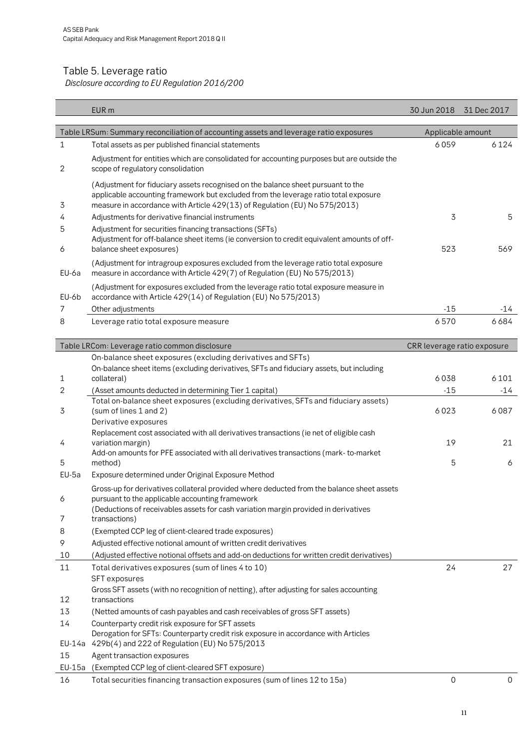# Table 5. Leverage ratio

*Disclosure according to EU Regulation 2016/200*

| | EUR m | 30 Jun 2018 | 31 Dec 2017 |
|---|---|---|---|
| | **Table LRSum: Summary reconciliation of accounting assets and leverage ratio exposures** | **Applicable amount** | |
| 1 | Total assets as per published financial statements | 6 059 | 6 124 |
| 2 | Adjustment for entities which are consolidated for accounting purposes but are outside the scope of regulatory consolidation | | |
| 3 | (Adjustment for fiduciary assets recognised on the balance sheet pursuant to the applicable accounting framework but excluded from the leverage ratio total exposure measure in accordance with Article 429(13) of Regulation (EU) No 575/2013) | | |
| 4 | Adjustments for derivative financial instruments | 3 | 5 |
| 5 | Adjustment for securities financing transactions (SFTs) | | |
| 6 | Adjustment for off-balance sheet items (ie conversion to credit equivalent amounts of off-balance sheet exposures) | 523 | 569 |
| EU-6a | (Adjustment for intragroup exposures excluded from the leverage ratio total exposure measure in accordance with Article 429(7) of Regulation (EU) No 575/2013) | | |
| EU-6b | (Adjustment for exposures excluded from the leverage ratio total exposure measure in accordance with Article 429(14) of Regulation (EU) No 575/2013) | | |
| 7 | Other adjustments | -15 | -14 |
| 8 | Leverage ratio total exposure measure | 6 570 | 6 684 |

| | Table LRCom: Leverage ratio common disclosure | CRR leverage ratio exposure | |
|---|---|---|---|
| | On-balance sheet exposures (excluding derivatives and SFTs) | | |
| 1 | On-balance sheet items (excluding derivatives, SFTs and fiduciary assets, but including collateral) | 6 038 | 6 101 |
| 2 | (Asset amounts deducted in determining Tier 1 capital) | -15 | -14 |
| 3 | Total on-balance sheet exposures (excluding derivatives, SFTs and fiduciary assets) (sum of lines 1 and 2) | 6 023 | 6 087 |
| | Derivative exposures | | |
| 4 | Replacement cost associated with all derivatives transactions (ie net of eligible cash variation margin) | 19 | 21 |
| 5 | Add-on amounts for PFE associated with all derivatives transactions (mark- to-market method) | 5 | 6 |
| EU-5a | Exposure determined under Original Exposure Method | | |
| 6 | Gross-up for derivatives collateral provided where deducted from the balance sheet assets pursuant to the applicable accounting framework | | |
| 7 | (Deductions of receivables assets for cash variation margin provided in derivatives transactions) | | |
| 8 | (Exempted CCP leg of client-cleared trade exposures) | | |
| 9 | Adjusted effective notional amount of written credit derivatives | | |
| 10 | (Adjusted effective notional offsets and add-on deductions for written credit derivatives) | | |
| 11 | Total derivatives exposures (sum of lines 4 to 10) | 24 | 27 |
| | SFT exposures | | |
| 12 | Gross SFT assets (with no recognition of netting), after adjusting for sales accounting transactions | | |
| 13 | (Netted amounts of cash payables and cash receivables of gross SFT assets) | | |
| 14 | Counterparty credit risk exposure for SFT assets | | |
| EU-14a | Derogation for SFTs: Counterparty credit risk exposure in accordance with Articles 429b(4) and 222 of Regulation (EU) No 575/2013 | | |
| 15 | Agent transaction exposures | | |
| EU-15a | (Exempted CCP leg of client-cleared SFT exposure) | | |
| 16 | Total securities financing transaction exposures (sum of lines 12 to 15a) | 0 | 0 |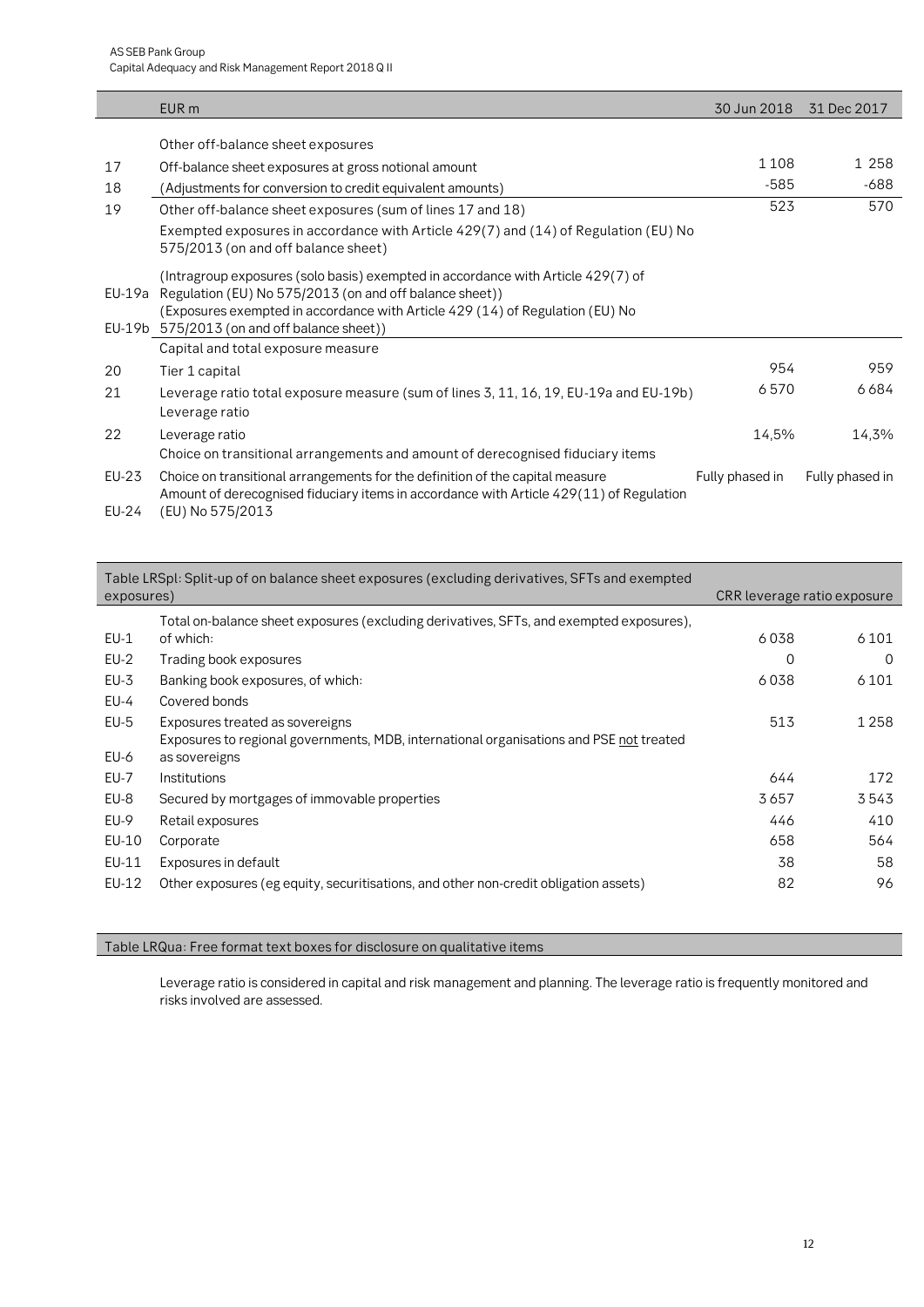| | EUR m | 30 Jun 2018 | 31 Dec 2017 |
|---|---|---|---|
| | Other off-balance sheet exposures | | |
| 17 | Off-balance sheet exposures at gross notional amount | 1 108 | 1 258 |
| 18 | (Adjustments for conversion to credit equivalent amounts) | -585 | -688 |
| 19 | Other off-balance sheet exposures (sum of lines 17 and 18) | 523 | 570 |
| | Exempted exposures in accordance with Article 429(7) and (14) of Regulation (EU) No 575/2013 (on and off balance sheet) | | |
| EU-19a | (Intragroup exposures (solo basis) exempted in accordance with Article 429(7) of Regulation (EU) No 575/2013 (on and off balance sheet)) | | |
| EU-19b | (Exposures exempted in accordance with Article 429 (14) of Regulation (EU) No 575/2013 (on and off balance sheet)) | | |
| | Capital and total exposure measure | | |
| 20 | Tier 1 capital | 954 | 959 |
| 21 | Leverage ratio total exposure measure (sum of lines 3, 11, 16, 19, EU-19a and EU-19b) | 6 570 | 6 684 |
| | Leverage ratio | | |
| 22 | Leverage ratio | 14,5% | 14,3% |
| | Choice on transitional arrangements and amount of derecognised fiduciary items | | |
| EU-23 | Choice on transitional arrangements for the definition of the capital measure | Fully phased in | Fully phased in |
| EU-24 | Amount of derecognised fiduciary items in accordance with Article 429(11) of Regulation (EU) No 575/2013 | | |

| Table LRSpl: Split-up of on balance sheet exposures (excluding derivatives, SFTs and exempted exposures) | | CRR leverage ratio exposure | |
|---|---|---|---|
| EU-1 | Total on-balance sheet exposures (excluding derivatives, SFTs, and exempted exposures), of which: | 6 038 | 6 101 |
| EU-2 | Trading book exposures | 0 | 0 |
| EU-3 | Banking book exposures, of which: | 6 038 | 6 101 |
| EU-4 | Covered bonds | | |
| EU-5 | Exposures treated as sovereigns | 513 | 1 258 |
| EU-6 | Exposures to regional governments, MDB, international organisations and PSE not treated as sovereigns | | |
| EU-7 | Institutions | 644 | 172 |
| EU-8 | Secured by mortgages of immovable properties | 3 657 | 3 543 |
| EU-9 | Retail exposures | 446 | 410 |
| EU-10 | Corporate | 658 | 564 |
| EU-11 | Exposures in default | 38 | 58 |
| EU-12 | Other exposures (eg equity, securitisations, and other non-credit obligation assets) | 82 | 96 |

Table LRQua: Free format text boxes for disclosure on qualitative items

Leverage ratio is considered in capital and risk management and planning. The leverage ratio is frequently monitored and risks involved are assessed.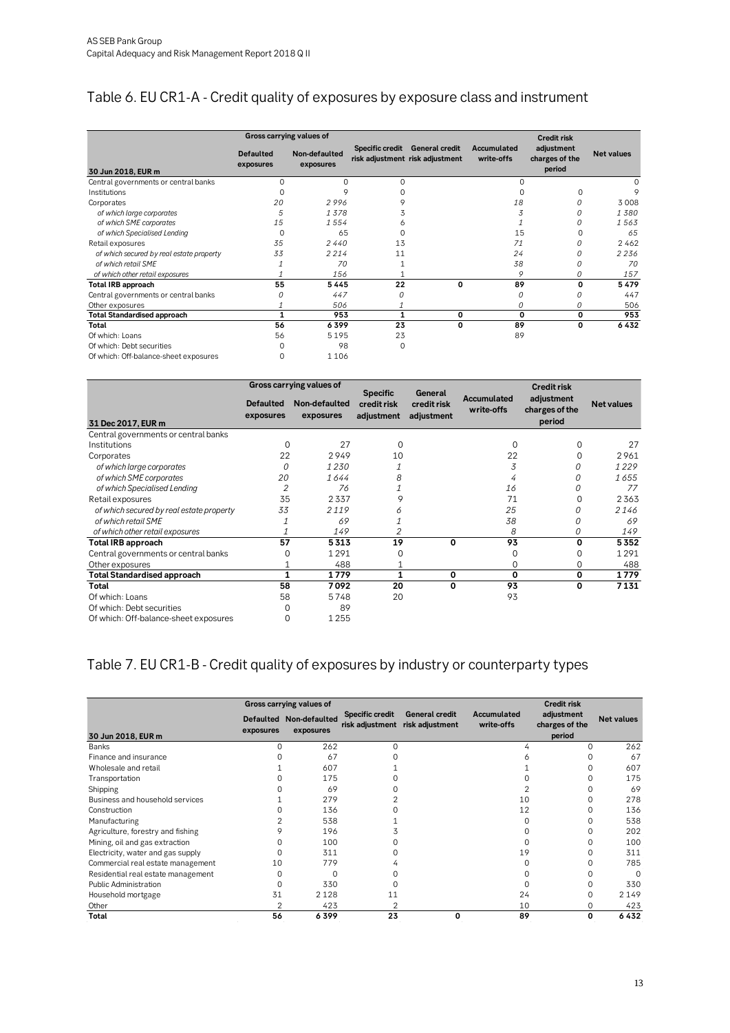# Table 6. EU CR1-A - Credit quality of exposures by exposure class and instrument

| 30 Jun 2018, EUR m | Gross carrying values of | | Specific credit risk adjustment | General credit risk adjustment | Accumulated write-offs | Credit risk adjustment charges of the period | Net values |
|---|---|---|---|---|---|---|---|
| | Defaulted exposures | Non-defaulted exposures | | | | | |
| Central governments or central banks | 0 | 0 | 0 | | 0 | | 0 |
| Institutions | 0 | 9 | 0 | | 0 | 0 | 9 |
| Corporates | 20 | 2 996 | 9 | | 18 | 0 | 3 008 |
| *of which large corporates* | *5* | *1 378* | *3* | | *3* | *0* | *1 380* |
| *of which SME corporates* | *15* | *1 554* | *6* | | *1* | *0* | *1 563* |
| *of which Specialised Lending* | *0* | *65* | *0* | | *15* | *0* | *65* |
| Retail exposures | 35 | 2 440 | 13 | | 71 | 0 | 2 462 |
| *of which secured by real estate property* | *33* | *2 214* | *11* | | *24* | *0* | *2 236* |
| *of which retail SME* | *1* | *70* | *1* | | *38* | *0* | *70* |
| *of which other retail exposures* | *1* | *156* | *1* | | *9* | *0* | *157* |
| **Total IRB approach** | **55** | **5 445** | **22** | **0** | **89** | **0** | **5 479** |
| Central governments or central banks | *0* | *447* | *0* | | *0* | *0* | 447 |
| Other exposures | *1* | *506* | *1* | | *0* | *0* | 506 |
| **Total Standardised approach** | **1** | **953** | **1** | **0** | **0** | **0** | **953** |
| **Total** | **56** | **6 399** | **23** | **0** | **89** | **0** | **6 432** |
| Of which: Loans | 56 | 5 195 | 23 | | 89 | | |
| Of which: Debt securities | 0 | 98 | 0 | | | | |
| Of which: Off-balance-sheet exposures | 0 | 1 106 | | | | | |

| 31 Dec 2017, EUR m | Gross carrying values of | | Specific credit risk adjustment | General credit risk adjustment | Accumulated write-offs | Credit risk adjustment charges of the period | Net values |
|---|---|---|---|---|---|---|---|
| | Defaulted exposures | Non-defaulted exposures | | | | | |
| Central governments or central banks | | | | | | | |
| Institutions | 0 | 27 | 0 | | 0 | 0 | 27 |
| Corporates | 22 | 2949 | 10 | | 22 | 0 | 2961 |
| *of which large corporates* | *0* | *1230* | *1* | | *3* | *0* | *1229* |
| *of which SME corporates* | *20* | *1644* | *8* | | *4* | *0* | *1655* |
| *of which Specialised Lending* | *2* | *76* | *1* | | *16* | *0* | *77* |
| Retail exposures | 35 | 2337 | 9 | | 71 | 0 | 2363 |
| *of which secured by real estate property* | *33* | *2119* | *6* | | *25* | *0* | *2146* |
| *of which retail SME* | *1* | *69* | *1* | | *38* | *0* | *69* |
| *of which other retail exposures* | *1* | *149* | *2* | | *8* | *0* | *149* |
| **Total IRB approach** | **57** | **5313** | **19** | **0** | **93** | **0** | **5352** |
| Central governments or central banks | 0 | 1291 | 0 | | 0 | 0 | 1291 |
| Other exposures | 1 | 488 | 1 | | 0 | 0 | 488 |
| **Total Standardised approach** | **1** | **1779** | **1** | **0** | **0** | **0** | **1779** |
| **Total** | **58** | **7092** | **20** | **0** | **93** | **0** | **7131** |
| Of which: Loans | 58 | 5748 | 20 | | 93 | | |
| Of which: Debt securities | 0 | 89 | | | | | |
| Of which: Off-balance-sheet exposures | 0 | 1255 | | | | | |

# Table 7. EU CR1-B - Credit quality of exposures by industry or counterparty types

| 30 Jun 2018, EUR m | Gross carrying values of | | Specific credit risk adjustment | General credit risk adjustment | Accumulated write-offs | Credit risk adjustment charges of the period | Net values |
|---|---|---|---|---|---|---|---|
| | Defaulted exposures | Non-defaulted exposures | | | | | |
| Banks | 0 | 262 | 0 | | 4 | 0 | 262 |
| Finance and insurance | 0 | 67 | 0 | | 6 | 0 | 67 |
| Wholesale and retail | 1 | 607 | 1 | | 1 | 0 | 607 |
| Transportation | 0 | 175 | 0 | | 0 | 0 | 175 |
| Shipping | 0 | 69 | 0 | | 2 | 0 | 69 |
| Business and household services | 1 | 279 | 2 | | 10 | 0 | 278 |
| Construction | 0 | 136 | 0 | | 12 | 0 | 136 |
| Manufacturing | 2 | 538 | 1 | | 0 | 0 | 538 |
| Agriculture, forestry and fishing | 9 | 196 | 3 | | 0 | 0 | 202 |
| Mining, oil and gas extraction | 0 | 100 | 0 | | 0 | 0 | 100 |
| Electricity, water and gas supply | 0 | 311 | 0 | | 19 | 0 | 311 |
| Commercial real estate management | 10 | 779 | 4 | | 0 | 0 | 785 |
| Residential real estate management | 0 | 0 | 0 | | 0 | 0 | 0 |
| Public Administration | 0 | 330 | 0 | | 0 | 0 | 330 |
| Household mortgage | 31 | 2 128 | 11 | | 24 | 0 | 2 149 |
| Other | 2 | 423 | 2 | | 10 | 0 | 423 |
| **Total** | **56** | **6 399** | **23** | **0** | **89** | **0** | **6 432** |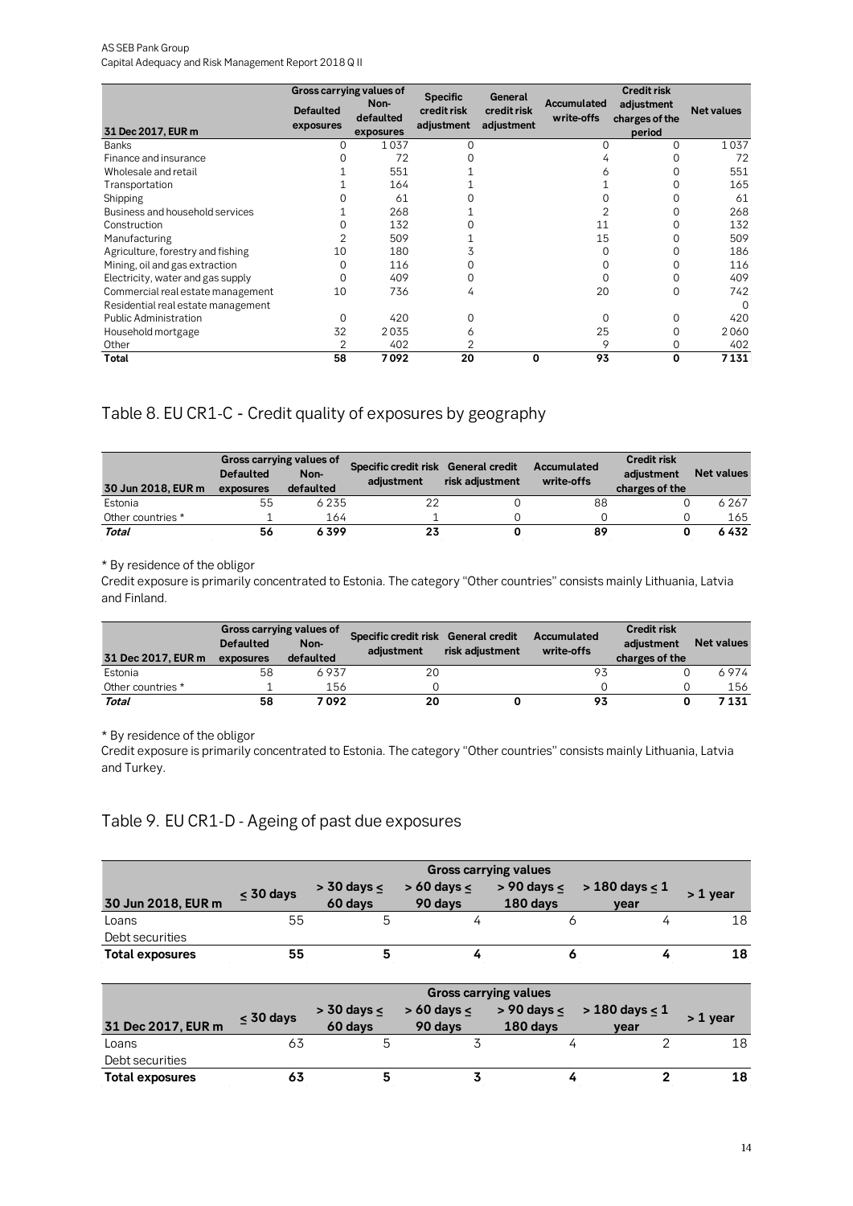| 31 Dec 2017, EUR m | Gross carrying values of Defaulted exposures | Gross carrying values of Non-defaulted exposures | Specific credit risk adjustment | General credit risk adjustment | Accumulated write-offs | Credit risk adjustment charges of the period | Net values |
|---|---|---|---|---|---|---|---|
| Banks | 0 | 1 037 | 0 | | 0 | 0 | 1 037 |
| Finance and insurance | 0 | 72 | 0 | | 4 | 0 | 72 |
| Wholesale and retail | 1 | 551 | 1 | | 6 | 0 | 551 |
| Transportation | 1 | 164 | 1 | | 1 | 0 | 165 |
| Shipping | 0 | 61 | 0 | | 0 | 0 | 61 |
| Business and household services | 1 | 268 | 1 | | 2 | 0 | 268 |
| Construction | 0 | 132 | 0 | | 11 | 0 | 132 |
| Manufacturing | 2 | 509 | 1 | | 15 | 0 | 509 |
| Agriculture, forestry and fishing | 10 | 180 | 3 | | 0 | 0 | 186 |
| Mining, oil and gas extraction | 0 | 116 | 0 | | 0 | 0 | 116 |
| Electricity, water and gas supply | 0 | 409 | 0 | | 0 | 0 | 409 |
| Commercial real estate management | 10 | 736 | 4 | | 20 | 0 | 742 |
| Residential real estate management | | | | | | | 0 |
| Public Administration | 0 | 420 | 0 | | 0 | 0 | 420 |
| Household mortgage | 32 | 2 035 | 6 | | 25 | 0 | 2 060 |
| Other | 2 | 402 | 2 | | 9 | 0 | 402 |
| **Total** | **58** | **7 092** | **20** | **0** | **93** | **0** | **7 131** |

## Table 8. EU CR1-C - Credit quality of exposures by geography

| 30 Jun 2018, EUR m | Gross carrying values of Defaulted exposures | Gross carrying values of Non-defaulted | Specific credit risk adjustment | General credit risk adjustment | Accumulated write-offs | Credit risk adjustment charges of the | Net values |
|---|---|---|---|---|---|---|---|
| Estonia | 55 | 6 235 | 22 | 0 | 88 | 0 | 6 267 |
| Other countries * | 1 | 164 | 1 | 0 | 0 | 0 | 165 |
| ***Total*** | **56** | **6 399** | **23** | **0** | **89** | **0** | **6 432** |

* By residence of the obligor

Credit exposure is primarily concentrated to Estonia. The category "Other countries" consists mainly Lithuania, Latvia and Finland.

| 31 Dec 2017, EUR m | Gross carrying values of Defaulted exposures | Gross carrying values of Non-defaulted | Specific credit risk adjustment | General credit risk adjustment | Accumulated write-offs | Credit risk adjustment charges of the | Net values |
|---|---|---|---|---|---|---|---|
| Estonia | 58 | 6 937 | 20 | | 93 | 0 | 6 974 |
| Other countries * | 1 | 156 | 0 | | 0 | 0 | 156 |
| ***Total*** | **58** | **7 092** | **20** | **0** | **93** | **0** | **7 131** |

* By residence of the obligor

Credit exposure is primarily concentrated to Estonia. The category "Other countries" consists mainly Lithuania, Latvia and Turkey.

## Table 9. EU CR1-D - Ageing of past due exposures

| | Gross carrying values | | | | | |
|---|---|---|---|---|---|---|
| **30 Jun 2018, EUR m** | **≤ 30 days** | **> 30 days ≤ 60 days** | **> 60 days ≤ 90 days** | **> 90 days ≤ 180 days** | **> 180 days ≤ 1 year** | **> 1 year** |
| Loans | 55 | 5 | 4 | 6 | 4 | 18 |
| Debt securities | | | | | | |
| **Total exposures** | **55** | **5** | **4** | **6** | **4** | **18** |

| | Gross carrying values | | | | | |
|---|---|---|---|---|---|---|
| **31 Dec 2017, EUR m** | **≤ 30 days** | **> 30 days ≤ 60 days** | **> 60 days ≤ 90 days** | **> 90 days ≤ 180 days** | **> 180 days ≤ 1 year** | **> 1 year** |
| Loans | 63 | 5 | 3 | 4 | 2 | 18 |
| Debt securities | | | | | | |
| **Total exposures** | **63** | **5** | **3** | **4** | **2** | **18** |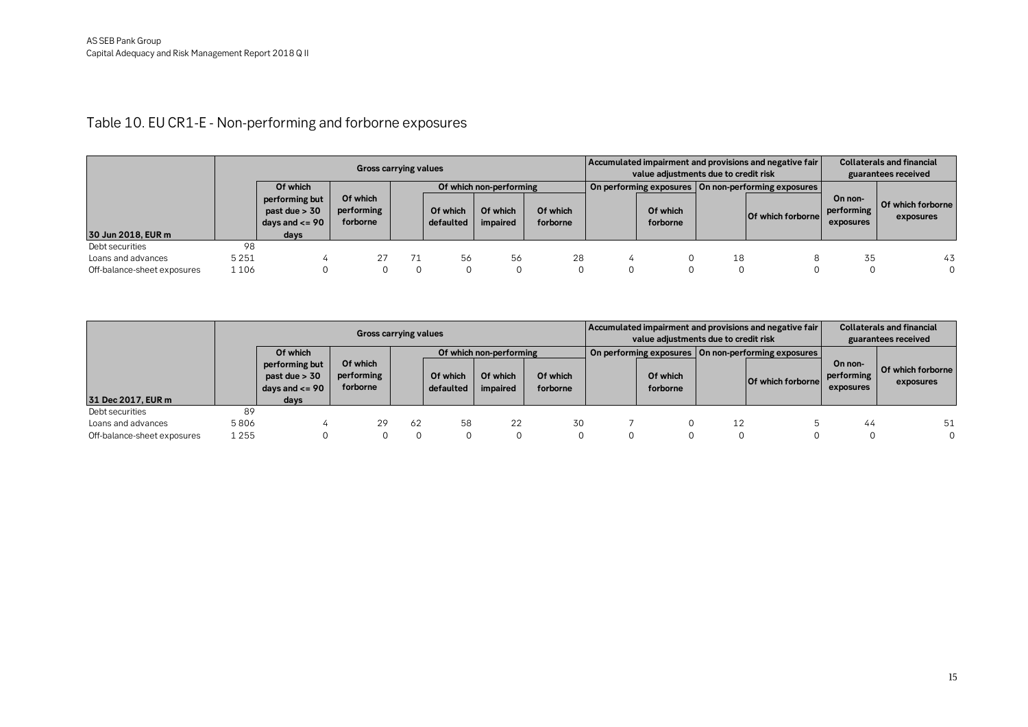# Table 10. EU CR1-E - Non-performing and forborne exposures

| 30 Jun 2018, EUR m | Gross carrying values | | | | | | | Accumulated impairment and provisions and negative fair value adjustments due to credit risk | | | | Collaterals and financial guarantees received | |
|---|---|---|---|---|---|---|---|---|---|---|---|---|---|
| | | Of which | | Of which non-performing | | | | On performing exposures | | On non-performing exposures | | | |
| | | Of which performing but past due > 30 days and <= 90 days | Of which performing forborne | | Of which defaulted | Of which impaired | Of which forborne | | Of which forborne | | Of which forborne | On non-performing exposures | Of which forborne exposures |
| Debt securities | 98 | | | | | | | | | | | | |
| Loans and advances | 5 251 | 4 | 27 | 71 | 56 | 56 | 28 | 4 | 0 | 18 | 8 | 35 | 43 |
| Off-balance-sheet exposures | 1 106 | 0 | 0 | 0 | 0 | 0 | 0 | 0 | 0 | 0 | 0 | 0 | 0 |

| 31 Dec 2017, EUR m | Gross carrying values | | | | | | | Accumulated impairment and provisions and negative fair value adjustments due to credit risk | | | | Collaterals and financial guarantees received | |
|---|---|---|---|---|---|---|---|---|---|---|---|---|---|
| | | Of which | | Of which non-performing | | | | On performing exposures | | On non-performing exposures | | | |
| | | Of which performing but past due > 30 days and <= 90 days | Of which performing forborne | | Of which defaulted | Of which impaired | Of which forborne | | Of which forborne | | Of which forborne | On non-performing exposures | Of which forborne exposures |
| Debt securities | 89 | | | | | | | | | | | | |
| Loans and advances | 5 806 | 4 | 29 | 62 | 58 | 22 | 30 | 7 | 0 | 12 | 5 | 44 | 51 |
| Off-balance-sheet exposures | 1 255 | 0 | 0 | 0 | 0 | 0 | 0 | 0 | 0 | 0 | 0 | 0 | 0 |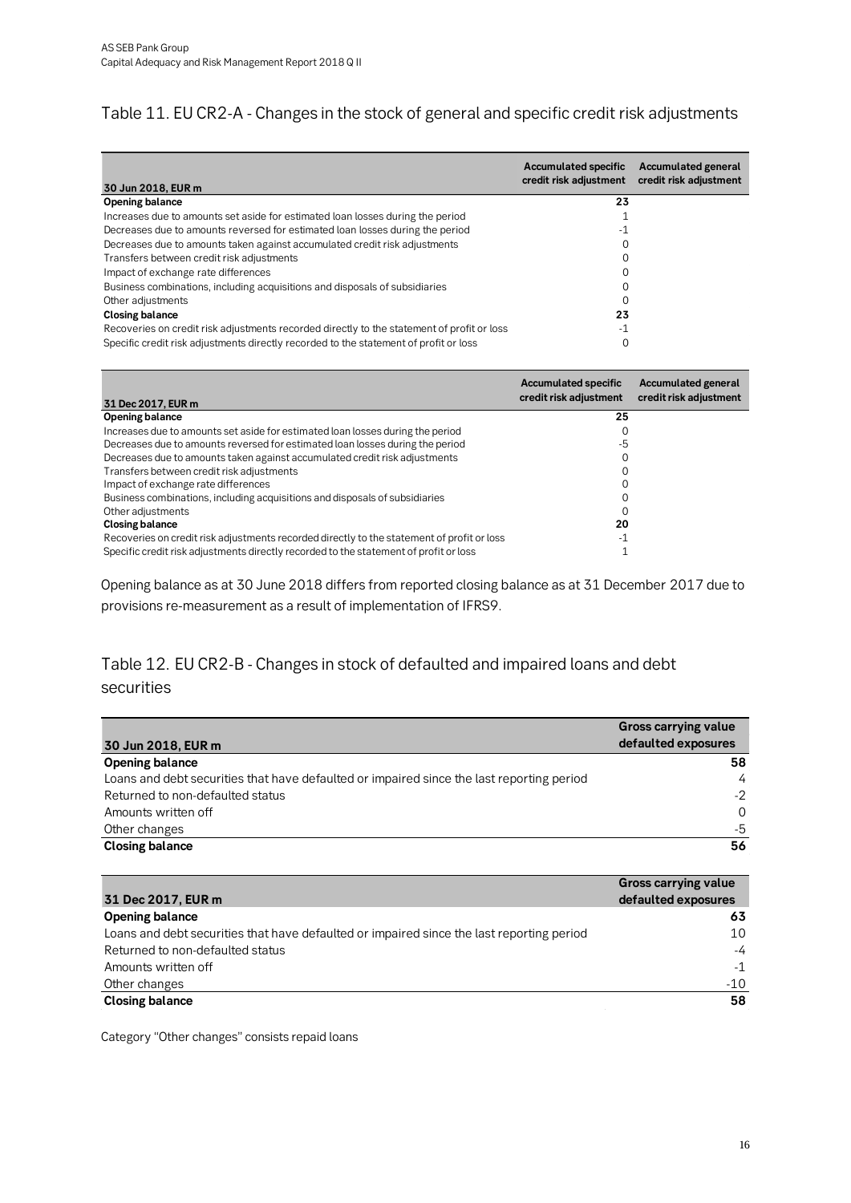## Table 11. EU CR2-A - Changes in the stock of general and specific credit risk adjustments

| 30 Jun 2018, EUR m | Accumulated specific credit risk adjustment | Accumulated general credit risk adjustment |
|---|---|---|
| **Opening balance** | **23** | |
| Increases due to amounts set aside for estimated loan losses during the period | 1 | |
| Decreases due to amounts reversed for estimated loan losses during the period | -1 | |
| Decreases due to amounts taken against accumulated credit risk adjustments | 0 | |
| Transfers between credit risk adjustments | 0 | |
| Impact of exchange rate differences | 0 | |
| Business combinations, including acquisitions and disposals of subsidiaries | 0 | |
| Other adjustments | 0 | |
| **Closing balance** | **23** | |
| Recoveries on credit risk adjustments recorded directly to the statement of profit or loss | -1 | |
| Specific credit risk adjustments directly recorded to the statement of profit or loss | 0 | |

| 31 Dec 2017, EUR m | Accumulated specific credit risk adjustment | Accumulated general credit risk adjustment |
|---|---|---|
| **Opening balance** | **25** | |
| Increases due to amounts set aside for estimated loan losses during the period | 0 | |
| Decreases due to amounts reversed for estimated loan losses during the period | -5 | |
| Decreases due to amounts taken against accumulated credit risk adjustments | 0 | |
| Transfers between credit risk adjustments | 0 | |
| Impact of exchange rate differences | 0 | |
| Business combinations, including acquisitions and disposals of subsidiaries | 0 | |
| Other adjustments | 0 | |
| **Closing balance** | **20** | |
| Recoveries on credit risk adjustments recorded directly to the statement of profit or loss | -1 | |
| Specific credit risk adjustments directly recorded to the statement of profit or loss | 1 | |

Opening balance as at 30 June 2018 differs from reported closing balance as at 31 December 2017 due to provisions re-measurement as a result of implementation of IFRS9.

## Table 12. EU CR2-B - Changes in stock of defaulted and impaired loans and debt securities

| 30 Jun 2018, EUR m | Gross carrying value defaulted exposures |
|---|---|
| **Opening balance** | **58** |
| Loans and debt securities that have defaulted or impaired since the last reporting period | 4 |
| Returned to non-defaulted status | -2 |
| Amounts written off | 0 |
| Other changes | -5 |
| **Closing balance** | **56** |

| 31 Dec 2017, EUR m | Gross carrying value defaulted exposures |
|---|---|
| **Opening balance** | **63** |
| Loans and debt securities that have defaulted or impaired since the last reporting period | 10 |
| Returned to non-defaulted status | -4 |
| Amounts written off | -1 |
| Other changes | -10 |
| **Closing balance** | **58** |

Category "Other changes" consists repaid loans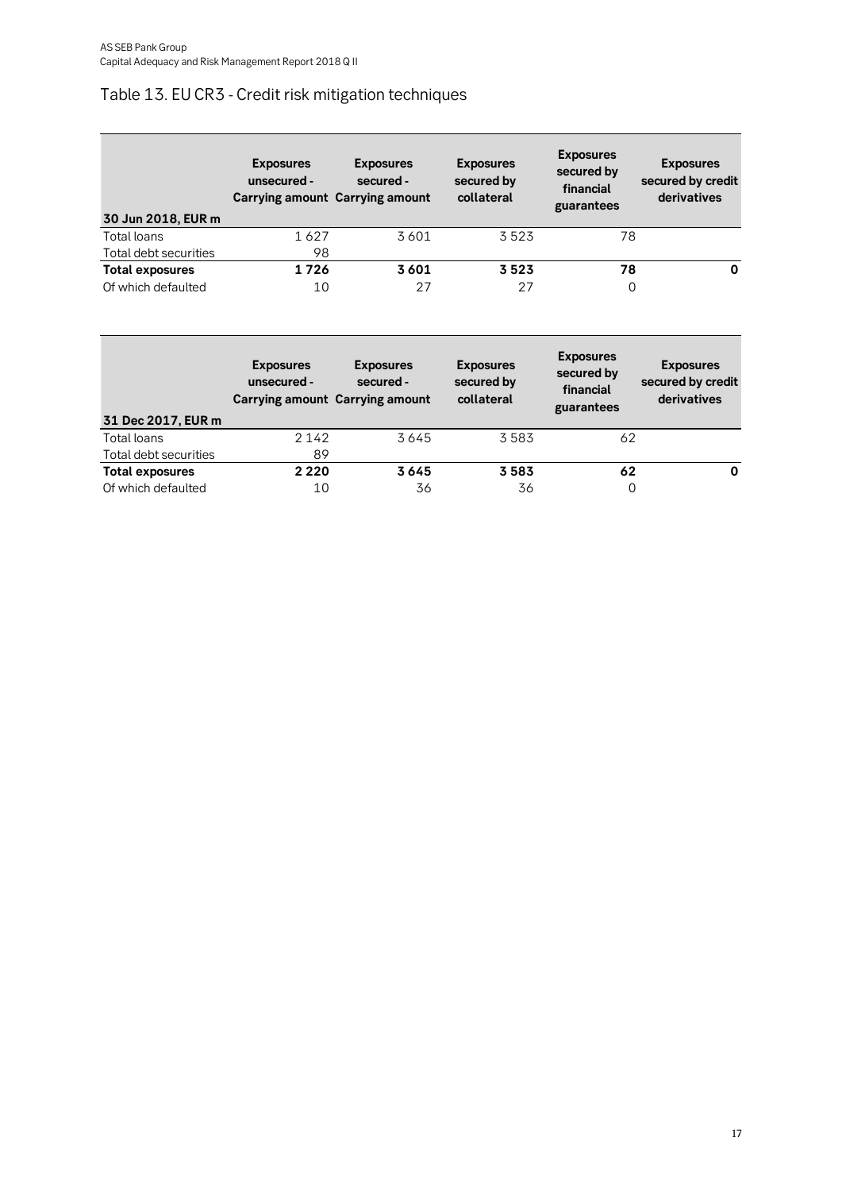## Table 13. EU CR3 - Credit risk mitigation techniques

| 30 Jun 2018, EUR m | Exposures unsecured - Carrying amount | Exposures secured - Carrying amount | Exposures secured by collateral | Exposures secured by financial guarantees | Exposures secured by credit derivatives |
|---|---|---|---|---|---|
| Total loans | 1 627 | 3 601 | 3 523 | 78 | |
| Total debt securities | 98 | | | | |
| **Total exposures** | **1 726** | **3 601** | **3 523** | **78** | **0** |
| Of which defaulted | 10 | 27 | 27 | 0 | |

| 31 Dec 2017, EUR m | Exposures unsecured - Carrying amount | Exposures secured - Carrying amount | Exposures secured by collateral | Exposures secured by financial guarantees | Exposures secured by credit derivatives |
|---|---|---|---|---|---|
| Total loans | 2 142 | 3 645 | 3 583 | 62 | |
| Total debt securities | 89 | | | | |
| **Total exposures** | **2 220** | **3 645** | **3 583** | **62** | **0** |
| Of which defaulted | 10 | 36 | 36 | 0 | |